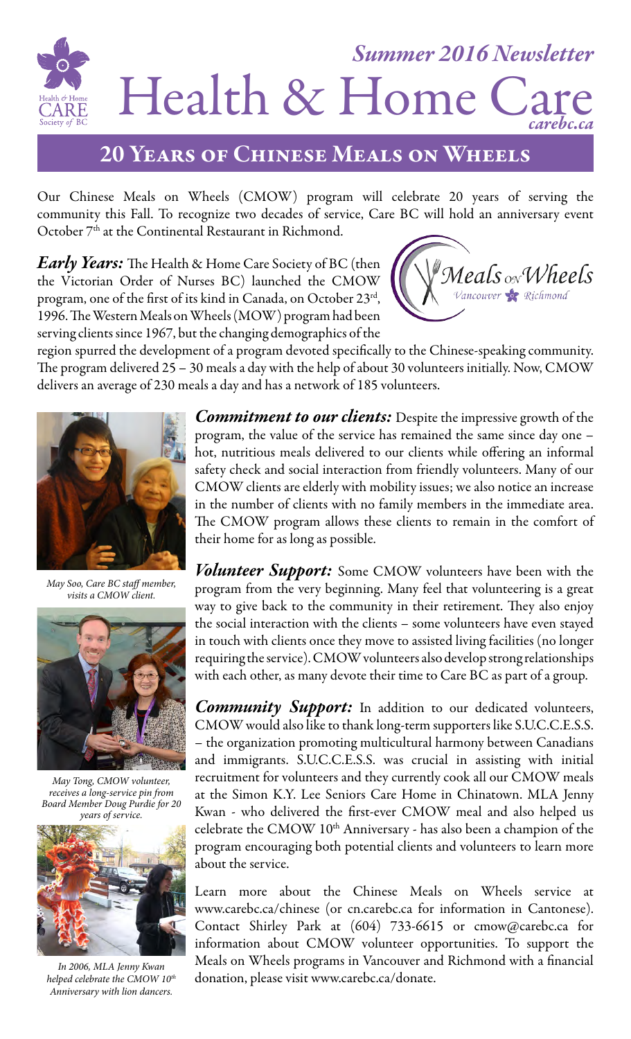*Summer 2016 Newsletter*

# Health & Home Care

*carebc.ca*

## 20 Years of Chinese Meals on Wheels

Our Chinese Meals on Wheels (CMOW) program will celebrate 20 years of serving the community this Fall. To recognize two decades of service, Care BC will hold an anniversary event October 7th at the Continental Restaurant in Richmond.

***Early Years:*** The Health & Home Care Society of BC (then the Victorian Order of Nurses BC) launched the CMOW program, one of the first of its kind in Canada, on October 23rd, 1996. The Western Meals on Wheels (MOW) program had been serving clients since 1967, but the changing demographics of the region spurred the development of a program devoted specifically to the Chinese-speaking community. The program delivered 25 – 30 meals a day with the help of about 30 volunteers initially. Now, CMOW delivers an average of 230 meals a day and has a network of 185 volunteers.

***Commitment to our clients:*** Despite the impressive growth of the program, the value of the service has remained the same since day one – hot, nutritious meals delivered to our clients while offering an informal safety check and social interaction from friendly volunteers. Many of our CMOW clients are elderly with mobility issues; we also notice an increase in the number of clients with no family members in the immediate area. The CMOW program allows these clients to remain in the comfort of their home for as long as possible.

*May Soo, Care BC staff member, visits a CMOW client.*

***Volunteer Support:*** Some CMOW volunteers have been with the program from the very beginning. Many feel that volunteering is a great way to give back to the community in their retirement. They also enjoy the social interaction with the clients – some volunteers have even stayed in touch with clients once they move to assisted living facilities (no longer requiring the service). CMOW volunteers also develop strong relationships with each other, as many devote their time to Care BC as part of a group.

*May Tong, CMOW volunteer, receives a long-service pin from Board Member Doug Purdie for 20 years of service.*

***Community Support:*** In addition to our dedicated volunteers, CMOW would also like to thank long-term supporters like S.U.C.C.E.S.S. – the organization promoting multicultural harmony between Canadians and immigrants. S.U.C.C.E.S.S. was crucial in assisting with initial recruitment for volunteers and they currently cook all our CMOW meals at the Simon K.Y. Lee Seniors Care Home in Chinatown. MLA Jenny Kwan - who delivered the first-ever CMOW meal and also helped us celebrate the CMOW 10th Anniversary - has also been a champion of the program encouraging both potential clients and volunteers to learn more about the service.

*In 2006, MLA Jenny Kwan helped celebrate the CMOW 10th Anniversary with lion dancers.*

Learn more about the Chinese Meals on Wheels service at www.carebc.ca/chinese (or cn.carebc.ca for information in Cantonese). Contact Shirley Park at (604) 733-6615 or cmow@carebc.ca for information about CMOW volunteer opportunities. To support the Meals on Wheels programs in Vancouver and Richmond with a financial donation, please visit www.carebc.ca/donate.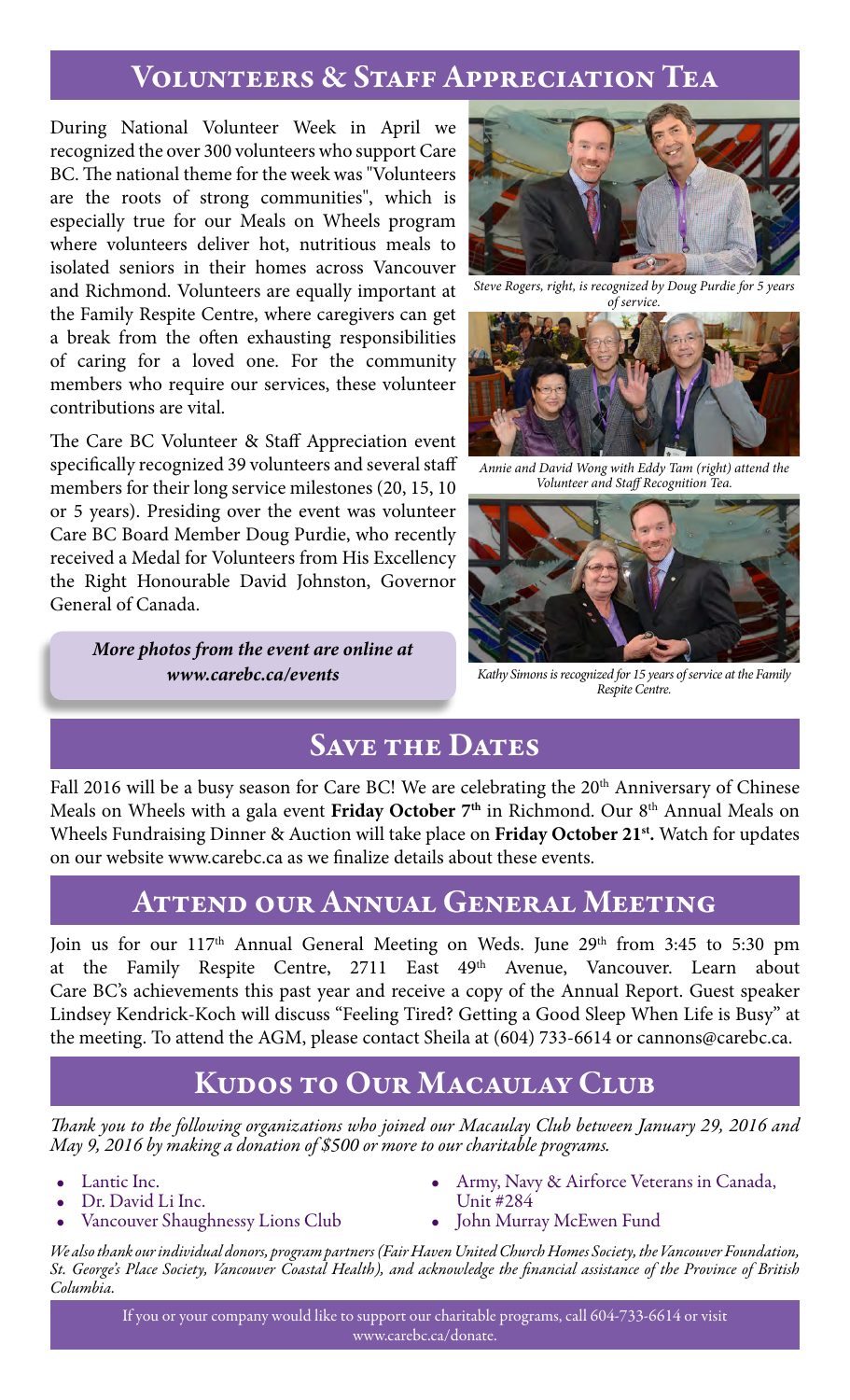## Volunteers & Staff Appreciation Tea

During National Volunteer Week in April we recognized the over 300 volunteers who support Care BC. The national theme for the week was "Volunteers are the roots of strong communities", which is especially true for our Meals on Wheels program where volunteers deliver hot, nutritious meals to isolated seniors in their homes across Vancouver and Richmond. Volunteers are equally important at the Family Respite Centre, where caregivers can get a break from the often exhausting responsibilities of caring for a loved one. For the community members who require our services, these volunteer contributions are vital.

The Care BC Volunteer & Staff Appreciation event specifically recognized 39 volunteers and several staff members for their long service milestones (20, 15, 10 or 5 years). Presiding over the event was volunteer Care BC Board Member Doug Purdie, who recently received a Medal for Volunteers from His Excellency the Right Honourable David Johnston, Governor General of Canada.

***More photos from the event are online at www.carebc.ca/events***

*Steve Rogers, right, is recognized by Doug Purdie for 5 years of service.*

*Annie and David Wong with Eddy Tam (right) attend the Volunteer and Staff Recognition Tea.*

*Kathy Simons is recognized for 15 years of service at the Family Respite Centre.*

## Save the Dates

Fall 2016 will be a busy season for Care BC! We are celebrating the 20th Anniversary of Chinese Meals on Wheels with a gala event **Friday October 7th** in Richmond. Our 8th Annual Meals on Wheels Fundraising Dinner & Auction will take place on **Friday October 21st.** Watch for updates on our website www.carebc.ca as we finalize details about these events.

## Attend our Annual General Meeting

Join us for our 117th Annual General Meeting on Weds. June 29th from 3:45 to 5:30 pm at the Family Respite Centre, 2711 East 49th Avenue, Vancouver. Learn about Care BC's achievements this past year and receive a copy of the Annual Report. Guest speaker Lindsey Kendrick-Koch will discuss "Feeling Tired? Getting a Good Sleep When Life is Busy" at the meeting. To attend the AGM, please contact Sheila at (604) 733-6614 or cannons@carebc.ca.

## Kudos to Our Macaulay Club

*Thank you to the following organizations who joined our Macaulay Club between January 29, 2016 and May 9, 2016 by making a donation of $500 or more to our charitable programs.*

- Lantic Inc.
- Dr. David Li Inc.
- Vancouver Shaughnessy Lions Club
- Army, Navy & Airforce Veterans in Canada, Unit #284
- John Murray McEwen Fund

*We also thank our individual donors, program partners (Fair Haven United Church Homes Society, the Vancouver Foundation, St. George's Place Society, Vancouver Coastal Health), and acknowledge the financial assistance of the Province of British Columbia.*

If you or your company would like to support our charitable programs, call 604-733-6614 or visit www.carebc.ca/donate.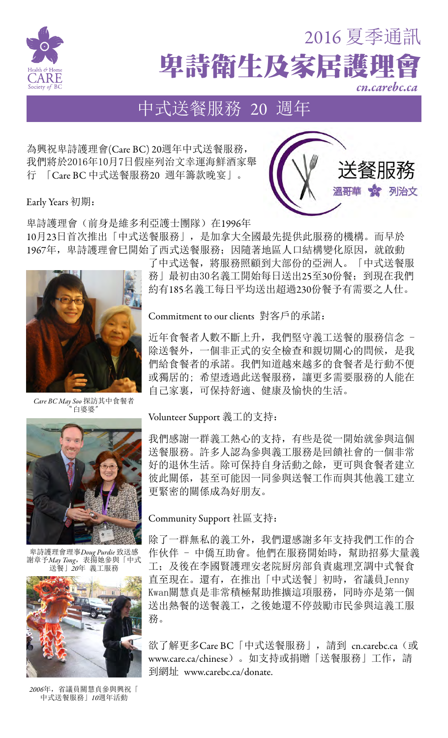2016 夏季通訊

# 卑詩衛生及家居護理會

*cn.carebc.ca*

## 中式送餐服務 20 週年

為興祝卑詩護理會(Care BC) 20週年中式送餐服務，我們將於2016年10月7日假座列治文幸運海鮮酒家舉行 「Care BC 中式送餐服務20 週年籌款晚宴」。

送餐服務
溫哥華 列治文

Early Years 初期：

卑詩護理會（前身是維多利亞護士團隊）在1996年10月23日首次推出「中式送餐服務」，是加拿大全國最先提供此服務的機構。而早於1967年，卑詩護理會已開始了西式送餐服務；因隨著地區人口結構變化原因，就啟動了中式送餐，將服務照顧到大部份的亞洲人。「中式送餐服務」最初由30名義工開始每日送出25至30份餐；到現在我們約有185名義工每日平均送出超過230份餐予有需要之人仕。

*Care BC May Soo* 探訪其中食餐者〝白婆婆〞

Commitment to our clients 對客戶的承諾：

近年食餐者人數不斷上升，我們堅守義工送餐的服務信念 – 除送餐外，一個非正式的安全檢查和親切關心的問候，是我們給食餐者的承諾。我們知道越來越多的食餐者是行動不便或獨居的；希望透過此送餐服務，讓更多需要服務的人能在自己家裏，可保持舒適、健康及愉快的生活。

Volunteer Support 義工的支持：

我們感謝一群義工熱心的支持，有些是從一開始就參與這個送餐服務。許多人認為參與義工服務是回饋社會的一個非常好的退休生活。除可保持自身活動之餘，更可與食餐者建立彼此關係，甚至可能因一同參與送餐工作而與其他義工建立更緊密的關係成為好朋友。

卑詩護理會理事*Doug Purdie* 致送感謝章予*May Tong*，表揚她參與「中式送餐」*20*年 義工服務

Community Support 社區支持：

除了一群無私的義工外，我們還感謝多年支持我們工作的合作伙伴 – 中僑互助會。他們在服務開始時，幫助招募大量義工；及後在李國賢護理安老院厨房部負責處理烹調中式餐食直至現在。還有，在推出「中式送餐」初時，省議員Jenny Kwan關慧貞是非常積極幫助推擴這項服務，同時亦是第一個送出熱餐的送餐義工，之後她還不停鼓勵市民參與這義工服務。

*2006*年，省議員關慧貞參與興祝「中式送餐服務」*10*週年活動

欲了解更多Care BC「中式送餐服務」，請到 cn.carebc.ca（或www.care.ca/chinese）。如支持或捐贈「送餐服務」工作，請到網址 www.carebc.ca/donate.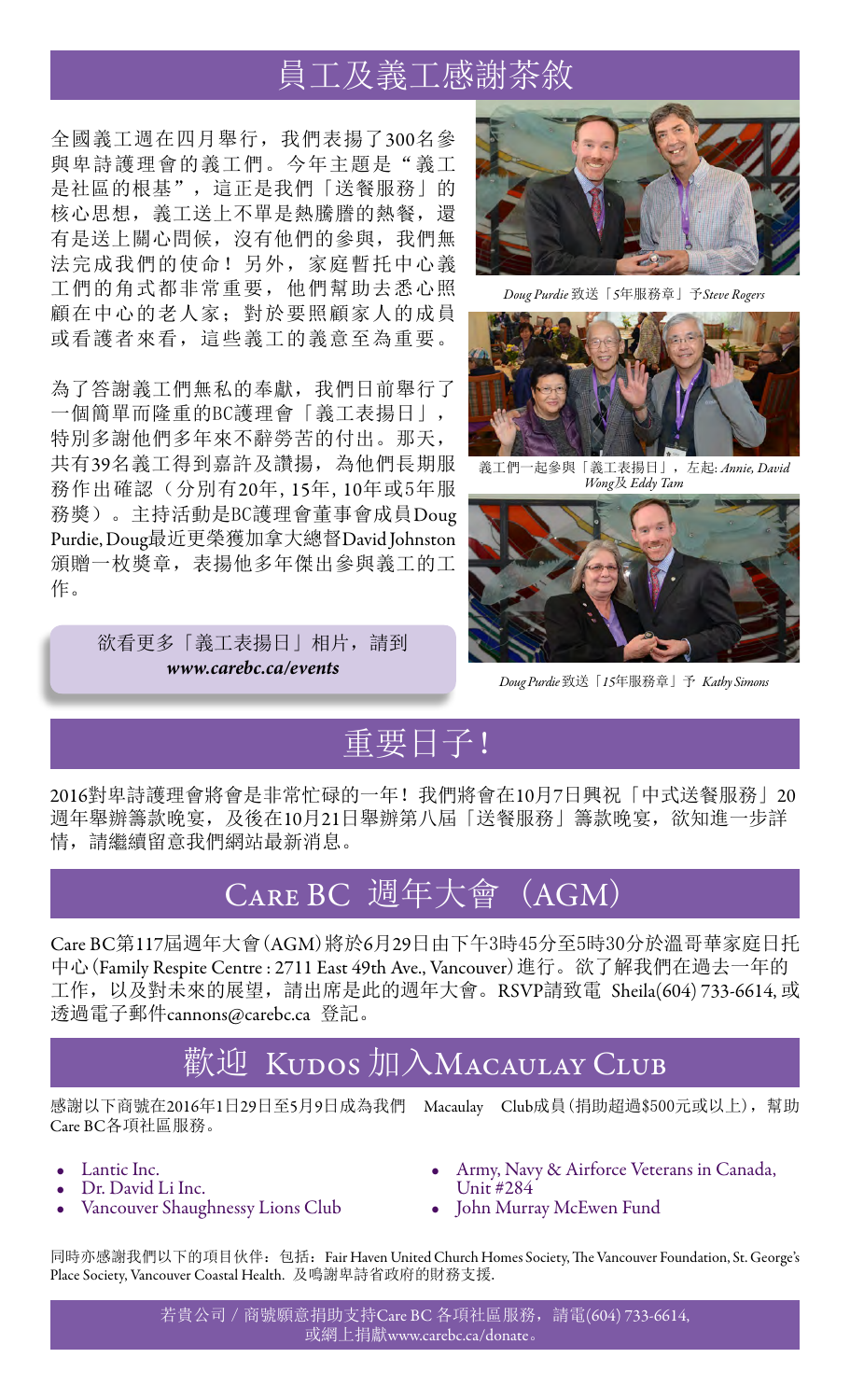## 員工及義工感謝茶敘

全國義工週在四月舉行，我們表揚了300名參與卑詩護理會的義工們。今年主題是"義工是社區的根基"，這正是我們「送餐服務」的核心思想，義工送上不單是熱騰騰的熱餐，還有是送上關心問候，沒有他們的參與，我們無法完成我們的使命！另外，家庭暫托中心義工們的角式都非常重要，他們幫助去悉心照顧在中心的老人家；對於要照顧家人的成員或看護者來看，這些義工的義意至為重要。

為了答謝義工們無私的奉獻，我們日前舉行了一個簡單而隆重的BC護理會「義工表揚日」，特別多謝他們多年來不辭勞苦的付出。那天，共有39名義工得到嘉許及讚揚，為他們長期服務作出確認（分別有20年, 15年, 10年或5年服務獎）。主持活動是BC護理會董事會成員Doug Purdie, Doug最近更榮獲加拿大總督David Johnston 頒贈一枚獎章，表揚他多年傑出參與義工的工作。

欲看更多「義工表揚日」相片，請到
***www.carebc.ca/events***

*Doug Purdie* 致送「5年服務章」予 *Steve Rogers*

義工們一起參與「義工表揚日」，左起: *Annie, David Wong*及 *Eddy Tam*

*Doug Purdie* 致送「15年服務章」予 *Kathy Simons*

## 重要日子！

2016對卑詩護理會將會是非常忙碌的一年！我們將會在10月7日興祝「中式送餐服務」20週年舉辦籌款晚宴，及後在10月21日舉辦第八屆「送餐服務」籌款晚宴，欲知進一步詳情，請繼續留意我們網站最新消息。

## Care BC 週年大會（AGM）

Care BC第117屆週年大會(AGM)將於6月29日由下午3時45分至5時30分於溫哥華家庭日托中心(Family Respite Centre : 2711 East 49th Ave., Vancouver)進行。欲了解我們在過去一年的工作，以及對未來的展望，請出席是此的週年大會。RSVP請致電 Sheila(604) 733-6614, 或透過電子郵件cannons@carebc.ca 登記。

## 歡迎 Kudos 加入Macaulay Club

感謝以下商號在2016年1日29日至5月9日成為我們 Macaulay Club成員(捐助超過$500元或以上)，幫助Care BC各項社區服務。

- Lantic Inc.
- Dr. David Li Inc.
- Vancouver Shaughnessy Lions Club
- Army, Navy & Airforce Veterans in Canada, Unit #284
- John Murray McEwen Fund

同時亦感謝我們以下的項目伙伴：包括：Fair Haven United Church Homes Society, The Vancouver Foundation, St. George's Place Society, Vancouver Coastal Health. 及鳴謝卑詩省政府的財務支援.

若貴公司 / 商號願意捐助支持Care BC 各項社區服務，請電(604) 733-6614, 或網上捐獻www.carebc.ca/donate。